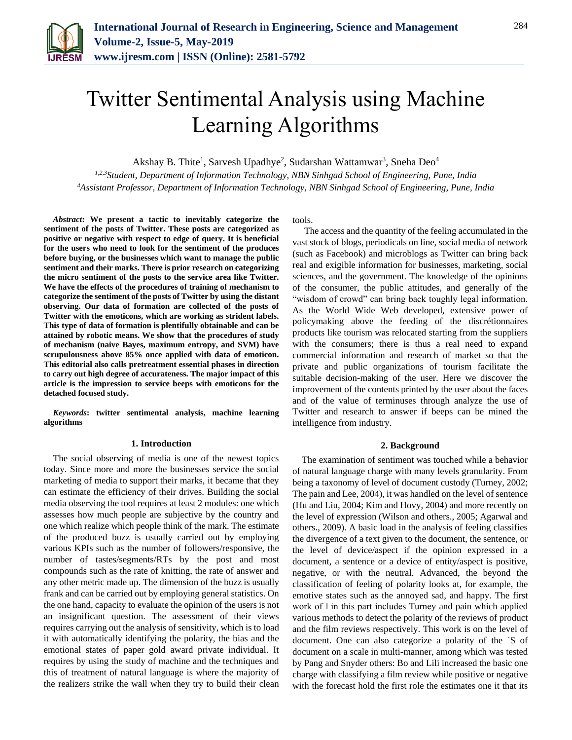# Twitter Sentimental Analysis using Machine Learning Algorithms

Akshay B. Thite[1], Sarvesh Upadhye[2], Sudarshan Wattamwar[3], Sneha Deo[4]

[1,2,3]*Student, Department of Information Technology, NBN Sinhgad School of Engineering, Pune, India*
[4]*Assistant Professor, Department of Information Technology, NBN Sinhgad School of Engineering, Pune, India*

***Abstract*: We present a tactic to inevitably categorize the sentiment of the posts of Twitter. These posts are categorized as positive or negative with respect to edge of query. It is beneficial for the users who need to look for the sentiment of the produces before buying, or the businesses which want to manage the public sentiment and their marks. There is prior research on categorizing the micro sentiment of the posts to the service area like Twitter. We have the effects of the procedures of training of mechanism to categorize the sentiment of the posts of Twitter by using the distant observing. Our data of formation are collected of the posts of Twitter with the emoticons, which are working as strident labels. This type of data of formation is plentifully obtainable and can be attained by robotic means. We show that the procedures of study of mechanism (naive Bayes, maximum entropy, and SVM) have scrupulousness above 85% once applied with data of emoticon. This editorial also calls pretreatment essential phases in direction to carry out high degree of accurateness. The major impact of this article is the impression to service beeps with emoticons for the detached focused study.**

***Keywords*: twitter sentimental analysis, machine learning algorithms**

## 1. Introduction

The social observing of media is one of the newest topics today. Since more and more the businesses service the social marketing of media to support their marks, it became that they can estimate the efficiency of their drives. Building the social media observing the tool requires at least 2 modules: one which assesses how much people are subjective by the country and one which realize which people think of the mark. The estimate of the produced buzz is usually carried out by employing various KPIs such as the number of followers/responsive, the number of tastes/segments/RTs by the post and most compounds such as the rate of knitting, the rate of answer and any other metric made up. The dimension of the buzz is usually frank and can be carried out by employing general statistics. On the one hand, capacity to evaluate the opinion of the users is not an insignificant question. The assessment of their views requires carrying out the analysis of sensitivity, which is to load it with automatically identifying the polarity, the bias and the emotional states of paper gold award private individual. It requires by using the study of machine and the techniques and this of treatment of natural language is where the majority of the realizers strike the wall when they try to build their clean tools.

The access and the quantity of the feeling accumulated in the vast stock of blogs, periodicals on line, social media of network (such as Facebook) and microblogs as Twitter can bring back real and exigible information for businesses, marketing, social sciences, and the government. The knowledge of the opinions of the consumer, the public attitudes, and generally of the "wisdom of crowd" can bring back toughly legal information. As the World Wide Web developed, extensive power of policymaking above the feeding of the discrétionnaires products like tourism was relocated starting from the suppliers with the consumers; there is thus a real need to expand commercial information and research of market so that the private and public organizations of tourism facilitate the suitable decision-making of the user. Here we discover the improvement of the contents printed by the user about the faces and of the value of terminuses through analyze the use of Twitter and research to answer if beeps can be mined the intelligence from industry.

## 2. Background

The examination of sentiment was touched while a behavior of natural language charge with many levels granularity. From being a taxonomy of level of document custody (Turney, 2002; The pain and Lee, 2004), it was handled on the level of sentence (Hu and Liu, 2004; Kim and Hovy, 2004) and more recently on the level of expression (Wilson and others., 2005; Agarwal and others., 2009). A basic load in the analysis of feeling classifies the divergence of a text given to the document, the sentence, or the level of device/aspect if the opinion expressed in a document, a sentence or a device of entity/aspect is positive, negative, or with the neutral. Advanced, the beyond the classification of feeling of polarity looks at, for example, the emotive states such as the annoyed sad, and happy. The first work of ‖ in this part includes Turney and pain which applied various methods to detect the polarity of the reviews of product and the film reviews respectively. This work is on the level of document. One can also categorize a polarity of the `S of document on a scale in multi-manner, among which was tested by Pang and Snyder others: Bo and Lili increased the basic one charge with classifying a film review while positive or negative with the forecast hold the first role the estimates one it that its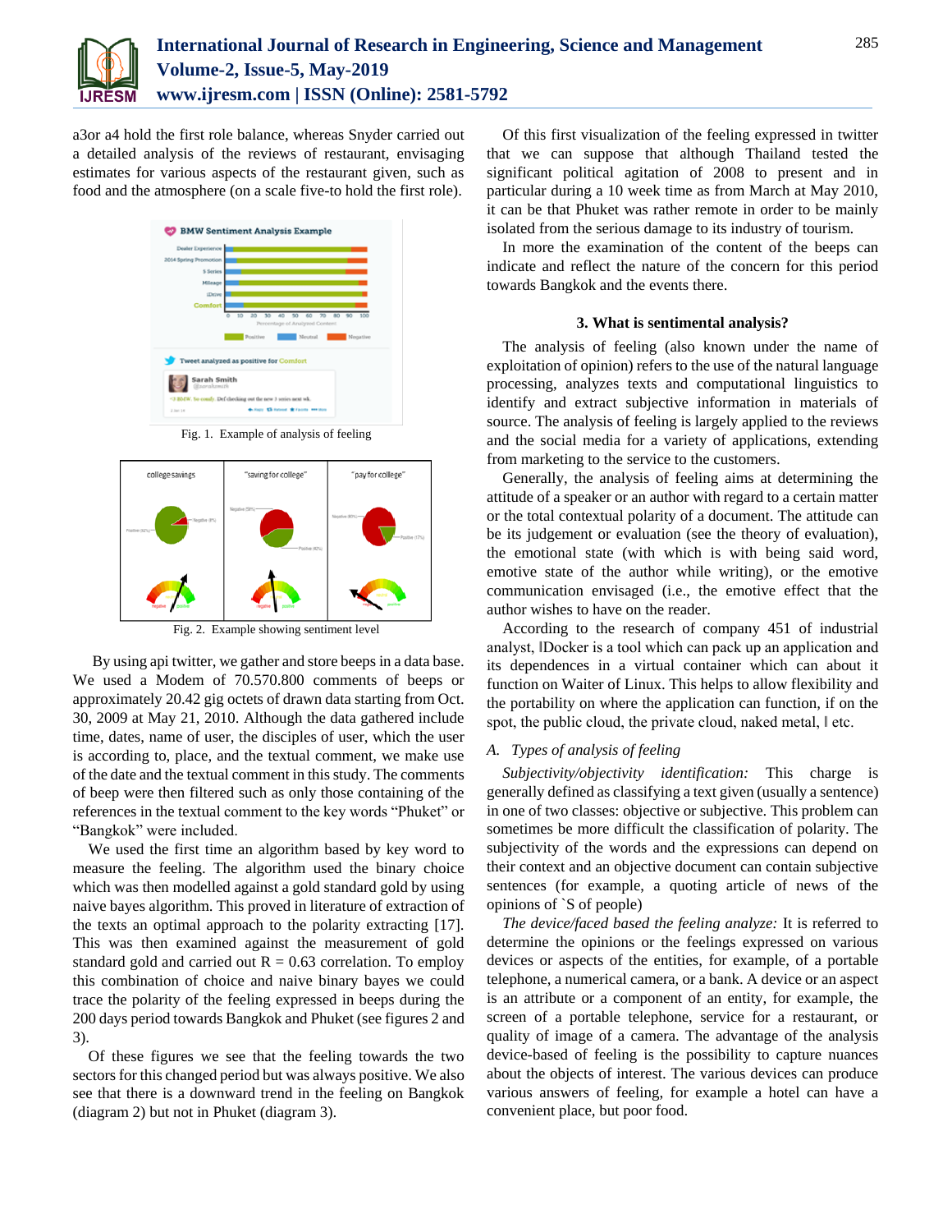a3or a4 hold the first role balance, whereas Snyder carried out a detailed analysis of the reviews of restaurant, envisaging estimates for various aspects of the restaurant given, such as food and the atmosphere (on a scale five-to hold the first role).

Fig. 1. Example of analysis of feeling

Fig. 2. Example showing sentiment level

By using api twitter, we gather and store beeps in a data base. We used a Modem of 70.570.800 comments of beeps or approximately 20.42 gig octets of drawn data starting from Oct. 30, 2009 at May 21, 2010. Although the data gathered include time, dates, name of user, the disciples of user, which the user is according to, place, and the textual comment, we make use of the date and the textual comment in this study. The comments of beep were then filtered such as only those containing of the references in the textual comment to the key words "Phuket" or "Bangkok" were included.

We used the first time an algorithm based by key word to measure the feeling. The algorithm used the binary choice which was then modelled against a gold standard gold by using naive bayes algorithm. This proved in literature of extraction of the texts an optimal approach to the polarity extracting [17]. This was then examined against the measurement of gold standard gold and carried out R = 0.63 correlation. To employ this combination of choice and naive binary bayes we could trace the polarity of the feeling expressed in beeps during the 200 days period towards Bangkok and Phuket (see figures 2 and 3).

Of these figures we see that the feeling towards the two sectors for this changed period but was always positive. We also see that there is a downward trend in the feeling on Bangkok (diagram 2) but not in Phuket (diagram 3).

Of this first visualization of the feeling expressed in twitter that we can suppose that although Thailand tested the significant political agitation of 2008 to present and in particular during a 10 week time as from March at May 2010, it can be that Phuket was rather remote in order to be mainly isolated from the serious damage to its industry of tourism.

In more the examination of the content of the beeps can indicate and reflect the nature of the concern for this period towards Bangkok and the events there.

### 3. What is sentimental analysis?

The analysis of feeling (also known under the name of exploitation of opinion) refers to the use of the natural language processing, analyzes texts and computational linguistics to identify and extract subjective information in materials of source. The analysis of feeling is largely applied to the reviews and the social media for a variety of applications, extending from marketing to the service to the customers.

Generally, the analysis of feeling aims at determining the attitude of a speaker or an author with regard to a certain matter or the total contextual polarity of a document. The attitude can be its judgement or evaluation (see the theory of evaluation), the emotional state (with which is with being said word, emotive state of the author while writing), or the emotive communication envisaged (i.e., the emotive effect that the author wishes to have on the reader.

According to the research of company 451 of industrial analyst, ‖Docker is a tool which can pack up an application and its dependences in a virtual container which can about it function on Waiter of Linux. This helps to allow flexibility and the portability on where the application can function, if on the spot, the public cloud, the private cloud, naked metal, ‖ etc.

#### A. Types of analysis of feeling

*Subjectivity/objectivity identification:* This charge is generally defined as classifying a text given (usually a sentence) in one of two classes: objective or subjective. This problem can sometimes be more difficult the classification of polarity. The subjectivity of the words and the expressions can depend on their context and an objective document can contain subjective sentences (for example, a quoting article of news of the opinions of `S of people)

*The device/faced based the feeling analyze:* It is referred to determine the opinions or the feelings expressed on various devices or aspects of the entities, for example, of a portable telephone, a numerical camera, or a bank. A device or an aspect is an attribute or a component of an entity, for example, the screen of a portable telephone, service for a restaurant, or quality of image of a camera. The advantage of the analysis device-based of feeling is the possibility to capture nuances about the objects of interest. The various devices can produce various answers of feeling, for example a hotel can have a convenient place, but poor food.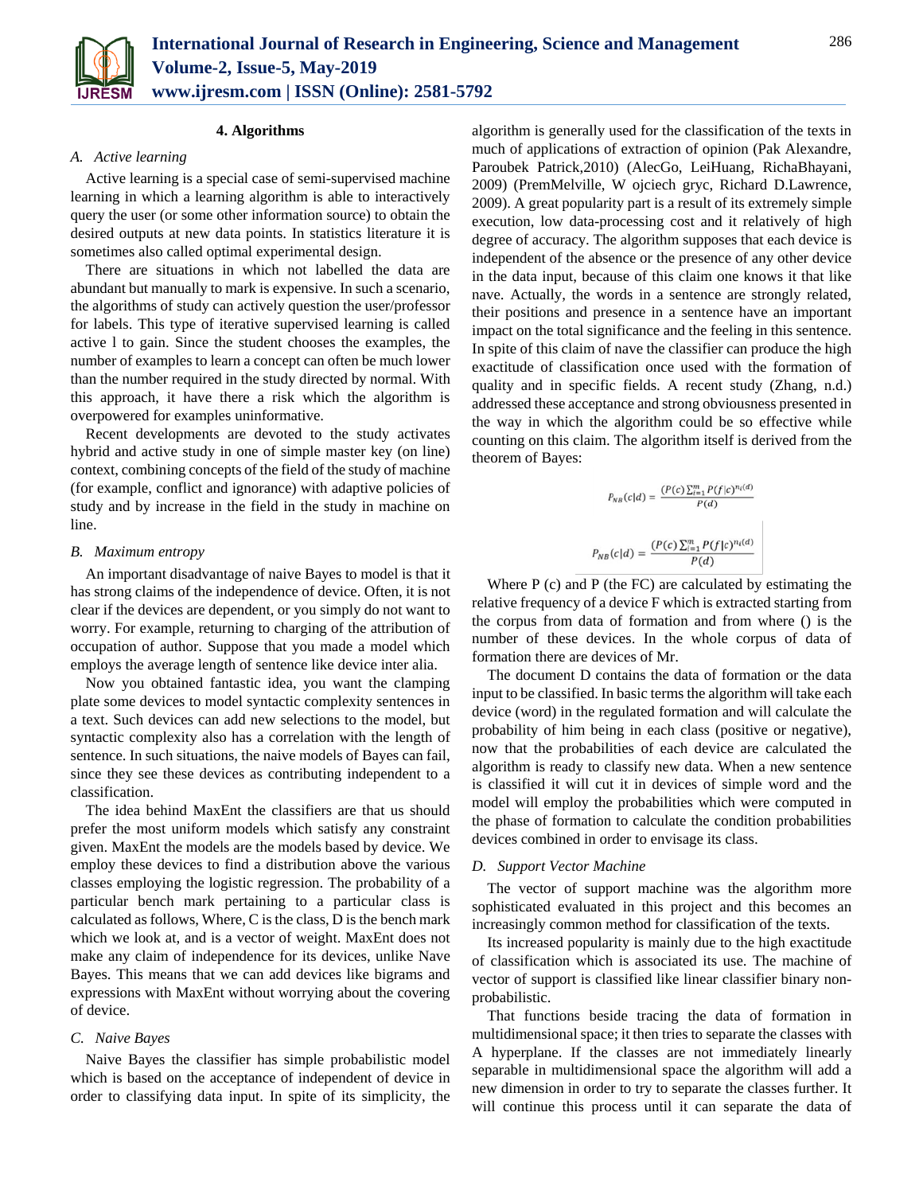## 4. Algorithms

### *A. Active learning*

Active learning is a special case of semi-supervised machine learning in which a learning algorithm is able to interactively query the user (or some other information source) to obtain the desired outputs at new data points. In statistics literature it is sometimes also called optimal experimental design.

There are situations in which not labelled the data are abundant but manually to mark is expensive. In such a scenario, the algorithms of study can actively question the user/professor for labels. This type of iterative supervised learning is called active l to gain. Since the student chooses the examples, the number of examples to learn a concept can often be much lower than the number required in the study directed by normal. With this approach, it have there a risk which the algorithm is overpowered for examples uninformative.

Recent developments are devoted to the study activates hybrid and active study in one of simple master key (on line) context, combining concepts of the field of the study of machine (for example, conflict and ignorance) with adaptive policies of study and by increase in the field in the study in machine on line.

### *B. Maximum entropy*

An important disadvantage of naive Bayes to model is that it has strong claims of the independence of device. Often, it is not clear if the devices are dependent, or you simply do not want to worry. For example, returning to charging of the attribution of occupation of author. Suppose that you made a model which employs the average length of sentence like device inter alia.

Now you obtained fantastic idea, you want the clamping plate some devices to model syntactic complexity sentences in a text. Such devices can add new selections to the model, but syntactic complexity also has a correlation with the length of sentence. In such situations, the naive models of Bayes can fail, since they see these devices as contributing independent to a classification.

The idea behind MaxEnt the classifiers are that us should prefer the most uniform models which satisfy any constraint given. MaxEnt the models are the models based by device. We employ these devices to find a distribution above the various classes employing the logistic regression. The probability of a particular bench mark pertaining to a particular class is calculated as follows, Where, C is the class, D is the bench mark which we look at, and is a vector of weight. MaxEnt does not make any claim of independence for its devices, unlike Nave Bayes. This means that we can add devices like bigrams and expressions with MaxEnt without worrying about the covering of device.

### *C. Naive Bayes*

Naive Bayes the classifier has simple probabilistic model which is based on the acceptance of independent of device in order to classifying data input. In spite of its simplicity, the algorithm is generally used for the classification of the texts in much of applications of extraction of opinion (Pak Alexandre, Paroubek Patrick,2010) (AlecGo, LeiHuang, RichaBhayani, 2009) (PremMelville, W ojciech gryc, Richard D.Lawrence, 2009). A great popularity part is a result of its extremely simple execution, low data-processing cost and it relatively of high degree of accuracy. The algorithm supposes that each device is independent of the absence or the presence of any other device in the data input, because of this claim one knows it that like nave. Actually, the words in a sentence are strongly related, their positions and presence in a sentence have an important impact on the total significance and the feeling in this sentence. In spite of this claim of nave the classifier can produce the high exactitude of classification once used with the formation of quality and in specific fields. A recent study (Zhang, n.d.) addressed these acceptance and strong obviousness presented in the way in which the algorithm could be so effective while counting on this claim. The algorithm itself is derived from the theorem of Bayes:

$$P_{NB}(c|d) = \frac{(P(c)\sum_{i=1}^{m} P(f|c)^{n_i(d)}}{P(d)}$$

$$P_{NB}(c|d) = \frac{(P(c)\sum_{i=1}^{m} P(f|c)^{n_i(d)}}{P(d)}$$

Where P (c) and P (the FC) are calculated by estimating the relative frequency of a device F which is extracted starting from the corpus from data of formation and from where () is the number of these devices. In the whole corpus of data of formation there are devices of Mr.

The document D contains the data of formation or the data input to be classified. In basic terms the algorithm will take each device (word) in the regulated formation and will calculate the probability of him being in each class (positive or negative), now that the probabilities of each device are calculated the algorithm is ready to classify new data. When a new sentence is classified it will cut it in devices of simple word and the model will employ the probabilities which were computed in the phase of formation to calculate the condition probabilities devices combined in order to envisage its class.

### *D. Support Vector Machine*

The vector of support machine was the algorithm more sophisticated evaluated in this project and this becomes an increasingly common method for classification of the texts.

Its increased popularity is mainly due to the high exactitude of classification which is associated its use. The machine of vector of support is classified like linear classifier binary non-probabilistic.

That functions beside tracing the data of formation in multidimensional space; it then tries to separate the classes with A hyperplane. If the classes are not immediately linearly separable in multidimensional space the algorithm will add a new dimension in order to try to separate the classes further. It will continue this process until it can separate the data of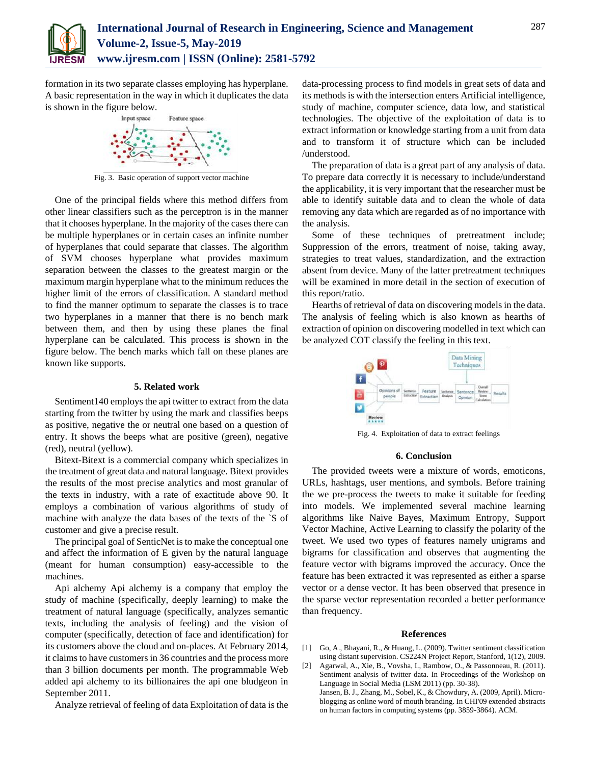formation in its two separate classes employing has hyperplane. A basic representation in the way in which it duplicates the data is shown in the figure below.

Fig. 3. Basic operation of support vector machine

One of the principal fields where this method differs from other linear classifiers such as the perceptron is in the manner that it chooses hyperplane. In the majority of the cases there can be multiple hyperplanes or in certain cases an infinite number of hyperplanes that could separate that classes. The algorithm of SVM chooses hyperplane what provides maximum separation between the classes to the greatest margin or the maximum margin hyperplane what to the minimum reduces the higher limit of the errors of classification. A standard method to find the manner optimum to separate the classes is to trace two hyperplanes in a manner that there is no bench mark between them, and then by using these planes the final hyperplane can be calculated. This process is shown in the figure below. The bench marks which fall on these planes are known like supports.

## 5. Related work

Sentiment140 employs the api twitter to extract from the data starting from the twitter by using the mark and classifies beeps as positive, negative the or neutral one based on a question of entry. It shows the beeps what are positive (green), negative (red), neutral (yellow).

Bitext-Bitext is a commercial company which specializes in the treatment of great data and natural language. Bitext provides the results of the most precise analytics and most granular of the texts in industry, with a rate of exactitude above 90. It employs a combination of various algorithms of study of machine with analyze the data bases of the texts of the `S of customer and give a precise result.

The principal goal of SenticNet is to make the conceptual one and affect the information of E given by the natural language (meant for human consumption) easy-accessible to the machines.

Api alchemy Api alchemy is a company that employ the study of machine (specifically, deeply learning) to make the treatment of natural language (specifically, analyzes semantic texts, including the analysis of feeling) and the vision of computer (specifically, detection of face and identification) for its customers above the cloud and on-places. At February 2014, it claims to have customers in 36 countries and the process more than 3 billion documents per month. The programmable Web added api alchemy to its billionaires the api one bludgeon in September 2011.

Analyze retrieval of feeling of data Exploitation of data is the data-processing process to find models in great sets of data and its methods is with the intersection enters Artificial intelligence, study of machine, computer science, data low, and statistical technologies. The objective of the exploitation of data is to extract information or knowledge starting from a unit from data and to transform it of structure which can be included /understood.

The preparation of data is a great part of any analysis of data. To prepare data correctly it is necessary to include/understand the applicability, it is very important that the researcher must be able to identify suitable data and to clean the whole of data removing any data which are regarded as of no importance with the analysis.

Some of these techniques of pretreatment include; Suppression of the errors, treatment of noise, taking away, strategies to treat values, standardization, and the extraction absent from device. Many of the latter pretreatment techniques will be examined in more detail in the section of execution of this report/ratio.

Hearths of retrieval of data on discovering models in the data. The analysis of feeling which is also known as hearths of extraction of opinion on discovering modelled in text which can be analyzed COT classify the feeling in this text.

Fig. 4. Exploitation of data to extract feelings

## 6. Conclusion

The provided tweets were a mixture of words, emoticons, URLs, hashtags, user mentions, and symbols. Before training the we pre-process the tweets to make it suitable for feeding into models. We implemented several machine learning algorithms like Naive Bayes, Maximum Entropy, Support Vector Machine, Active Learning to classify the polarity of the tweet. We used two types of features namely unigrams and bigrams for classification and observes that augmenting the feature vector with bigrams improved the accuracy. Once the feature has been extracted it was represented as either a sparse vector or a dense vector. It has been observed that presence in the sparse vector representation recorded a better performance than frequency.

## References

[1] Go, A., Bhayani, R., & Huang, L. (2009). Twitter sentiment classification using distant supervision. CS224N Project Report, Stanford, 1(12), 2009.

[2] Agarwal, A., Xie, B., Vovsha, I., Rambow, O., & Passonneau, R. (2011). Sentiment analysis of twitter data. In Proceedings of the Workshop on Language in Social Media (LSM 2011) (pp. 30-38).

Jansen, B. J., Zhang, M., Sobel, K., & Chowdury, A. (2009, April). Micro-blogging as online word of mouth branding. In CHI'09 extended abstracts on human factors in computing systems (pp. 3859-3864). ACM.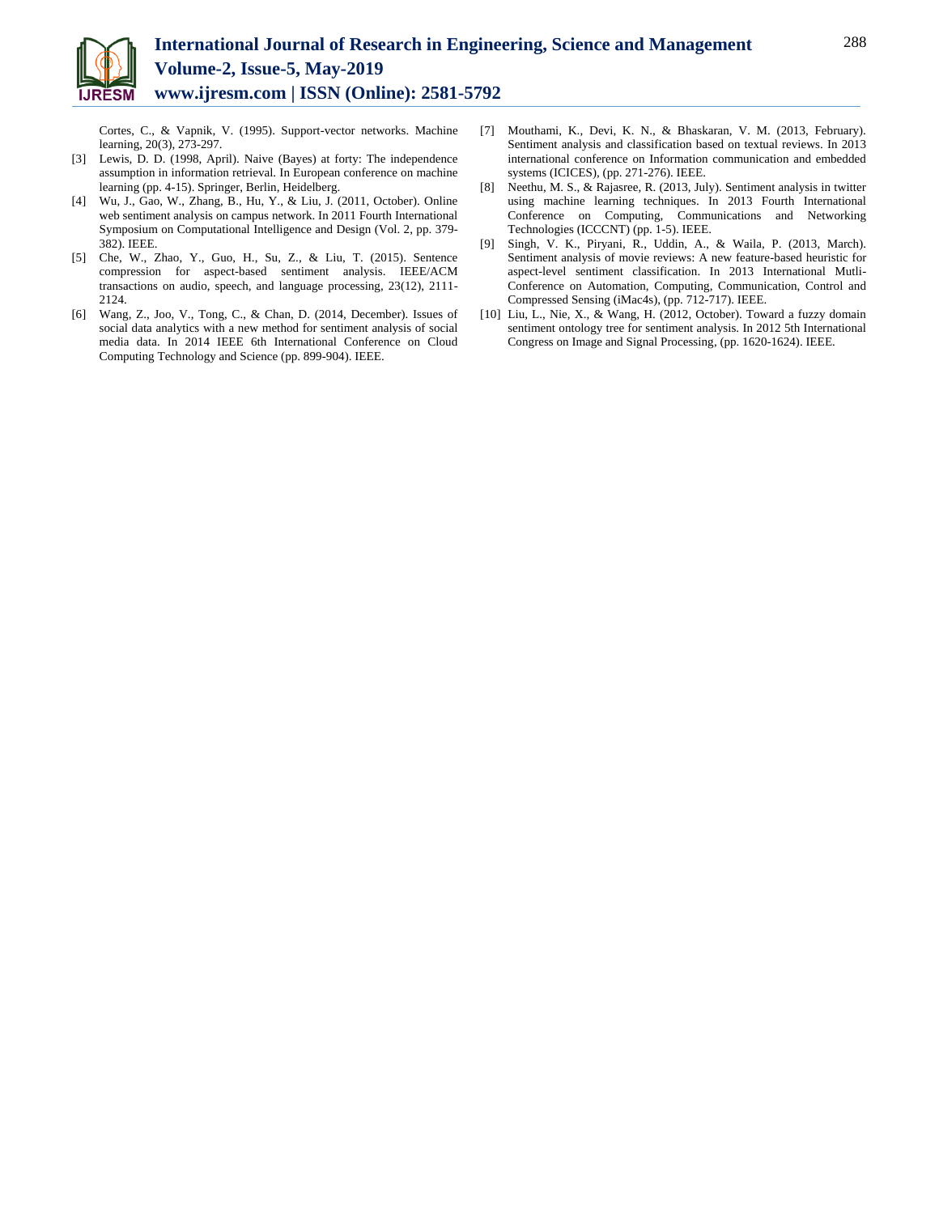Cortes, C., & Vapnik, V. (1995). Support-vector networks. Machine learning, 20(3), 273-297.

[3] Lewis, D. D. (1998, April). Naive (Bayes) at forty: The independence assumption in information retrieval. In European conference on machine learning (pp. 4-15). Springer, Berlin, Heidelberg.

[4] Wu, J., Gao, W., Zhang, B., Hu, Y., & Liu, J. (2011, October). Online web sentiment analysis on campus network. In 2011 Fourth International Symposium on Computational Intelligence and Design (Vol. 2, pp. 379-382). IEEE.

[5] Che, W., Zhao, Y., Guo, H., Su, Z., & Liu, T. (2015). Sentence compression for aspect-based sentiment analysis. IEEE/ACM transactions on audio, speech, and language processing, 23(12), 2111-2124.

[6] Wang, Z., Joo, V., Tong, C., & Chan, D. (2014, December). Issues of social data analytics with a new method for sentiment analysis of social media data. In 2014 IEEE 6th International Conference on Cloud Computing Technology and Science (pp. 899-904). IEEE.

[7] Mouthami, K., Devi, K. N., & Bhaskaran, V. M. (2013, February). Sentiment analysis and classification based on textual reviews. In 2013 international conference on Information communication and embedded systems (ICICES), (pp. 271-276). IEEE.

[8] Neethu, M. S., & Rajasree, R. (2013, July). Sentiment analysis in twitter using machine learning techniques. In 2013 Fourth International Conference on Computing, Communications and Networking Technologies (ICCCNT) (pp. 1-5). IEEE.

[9] Singh, V. K., Piryani, R., Uddin, A., & Waila, P. (2013, March). Sentiment analysis of movie reviews: A new feature-based heuristic for aspect-level sentiment classification. In 2013 International Mutli-Conference on Automation, Computing, Communication, Control and Compressed Sensing (iMac4s), (pp. 712-717). IEEE.

[10] Liu, L., Nie, X., & Wang, H. (2012, October). Toward a fuzzy domain sentiment ontology tree for sentiment analysis. In 2012 5th International Congress on Image and Signal Processing, (pp. 1620-1624). IEEE.